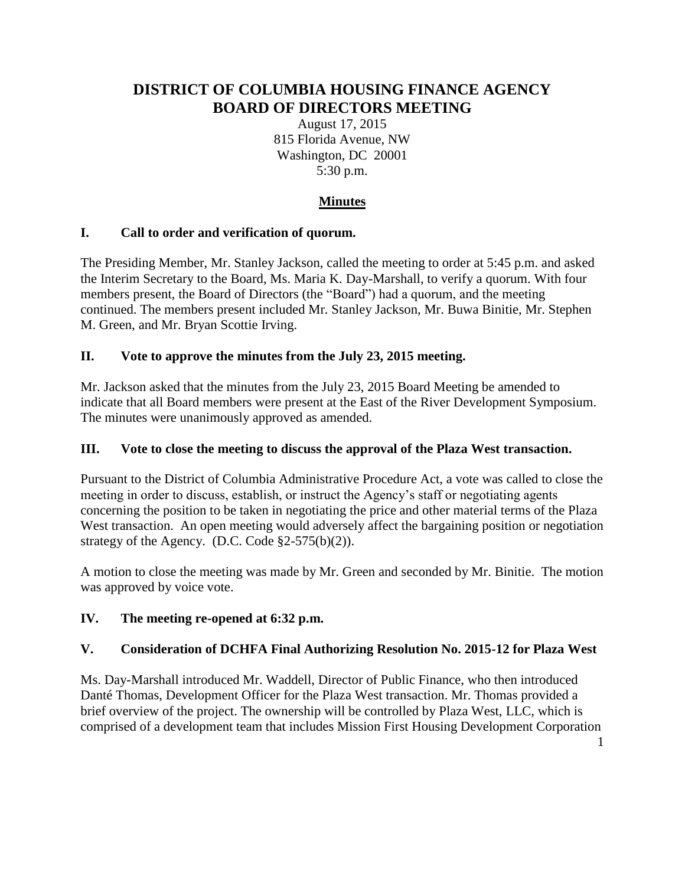# DISTRICT OF COLUMBIA HOUSING FINANCE AGENCY BOARD OF DIRECTORS MEETING

August 17, 2015
815 Florida Avenue, NW
Washington, DC 20001
5:30 p.m.

## Minutes

### I. Call to order and verification of quorum.

The Presiding Member, Mr. Stanley Jackson, called the meeting to order at 5:45 p.m. and asked the Interim Secretary to the Board, Ms. Maria K. Day-Marshall, to verify a quorum. With four members present, the Board of Directors (the "Board") had a quorum, and the meeting continued. The members present included Mr. Stanley Jackson, Mr. Buwa Binitie, Mr. Stephen M. Green, and Mr. Bryan Scottie Irving.

### II. Vote to approve the minutes from the July 23, 2015 meeting.

Mr. Jackson asked that the minutes from the July 23, 2015 Board Meeting be amended to indicate that all Board members were present at the East of the River Development Symposium. The minutes were unanimously approved as amended.

### III. Vote to close the meeting to discuss the approval of the Plaza West transaction.

Pursuant to the District of Columbia Administrative Procedure Act, a vote was called to close the meeting in order to discuss, establish, or instruct the Agency's staff or negotiating agents concerning the position to be taken in negotiating the price and other material terms of the Plaza West transaction. An open meeting would adversely affect the bargaining position or negotiation strategy of the Agency. (D.C. Code §2-575(b)(2)).

A motion to close the meeting was made by Mr. Green and seconded by Mr. Binitie. The motion was approved by voice vote.

### IV. The meeting re-opened at 6:32 p.m.

### V. Consideration of DCHFA Final Authorizing Resolution No. 2015-12 for Plaza West

Ms. Day-Marshall introduced Mr. Waddell, Director of Public Finance, who then introduced Danté Thomas, Development Officer for the Plaza West transaction. Mr. Thomas provided a brief overview of the project. The ownership will be controlled by Plaza West, LLC, which is comprised of a development team that includes Mission First Housing Development Corporation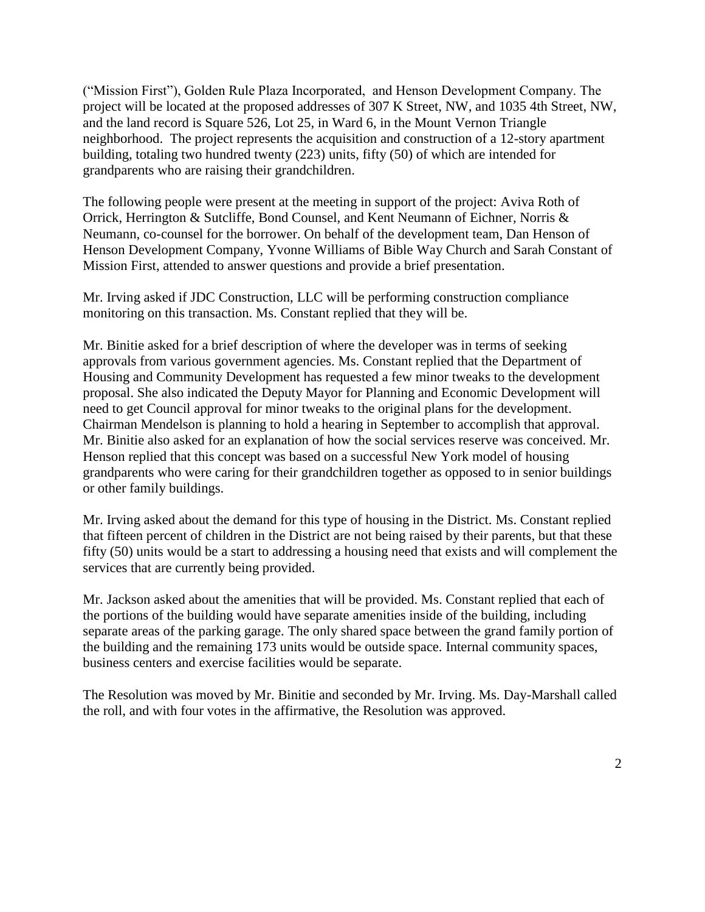("Mission First"), Golden Rule Plaza Incorporated, and Henson Development Company. The project will be located at the proposed addresses of 307 K Street, NW, and 1035 4th Street, NW, and the land record is Square 526, Lot 25, in Ward 6, in the Mount Vernon Triangle neighborhood. The project represents the acquisition and construction of a 12-story apartment building, totaling two hundred twenty (223) units, fifty (50) of which are intended for grandparents who are raising their grandchildren.

The following people were present at the meeting in support of the project: Aviva Roth of Orrick, Herrington & Sutcliffe, Bond Counsel, and Kent Neumann of Eichner, Norris & Neumann, co-counsel for the borrower. On behalf of the development team, Dan Henson of Henson Development Company, Yvonne Williams of Bible Way Church and Sarah Constant of Mission First, attended to answer questions and provide a brief presentation.

Mr. Irving asked if JDC Construction, LLC will be performing construction compliance monitoring on this transaction. Ms. Constant replied that they will be.

Mr. Binitie asked for a brief description of where the developer was in terms of seeking approvals from various government agencies. Ms. Constant replied that the Department of Housing and Community Development has requested a few minor tweaks to the development proposal. She also indicated the Deputy Mayor for Planning and Economic Development will need to get Council approval for minor tweaks to the original plans for the development. Chairman Mendelson is planning to hold a hearing in September to accomplish that approval. Mr. Binitie also asked for an explanation of how the social services reserve was conceived. Mr. Henson replied that this concept was based on a successful New York model of housing grandparents who were caring for their grandchildren together as opposed to in senior buildings or other family buildings.

Mr. Irving asked about the demand for this type of housing in the District. Ms. Constant replied that fifteen percent of children in the District are not being raised by their parents, but that these fifty (50) units would be a start to addressing a housing need that exists and will complement the services that are currently being provided.

Mr. Jackson asked about the amenities that will be provided. Ms. Constant replied that each of the portions of the building would have separate amenities inside of the building, including separate areas of the parking garage. The only shared space between the grand family portion of the building and the remaining 173 units would be outside space. Internal community spaces, business centers and exercise facilities would be separate.

The Resolution was moved by Mr. Binitie and seconded by Mr. Irving. Ms. Day-Marshall called the roll, and with four votes in the affirmative, the Resolution was approved.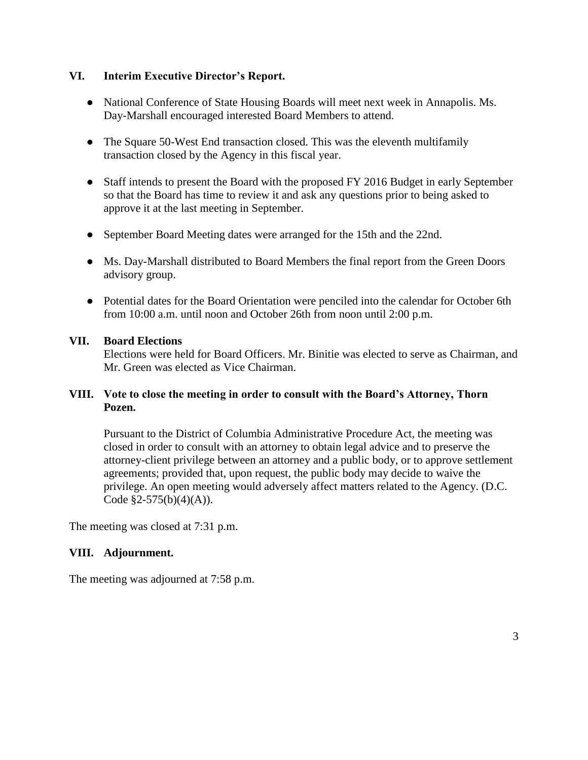## VI. Interim Executive Director's Report.

- National Conference of State Housing Boards will meet next week in Annapolis. Ms. Day-Marshall encouraged interested Board Members to attend.
- The Square 50-West End transaction closed. This was the eleventh multifamily transaction closed by the Agency in this fiscal year.
- Staff intends to present the Board with the proposed FY 2016 Budget in early September so that the Board has time to review it and ask any questions prior to being asked to approve it at the last meeting in September.
- September Board Meeting dates were arranged for the 15th and the 22nd.
- Ms. Day-Marshall distributed to Board Members the final report from the Green Doors advisory group.
- Potential dates for the Board Orientation were penciled into the calendar for October 6th from 10:00 a.m. until noon and October 26th from noon until 2:00 p.m.

## VII. Board Elections

Elections were held for Board Officers. Mr. Binitie was elected to serve as Chairman, and Mr. Green was elected as Vice Chairman.

## VIII. Vote to close the meeting in order to consult with the Board's Attorney, Thorn Pozen.

Pursuant to the District of Columbia Administrative Procedure Act, the meeting was closed in order to consult with an attorney to obtain legal advice and to preserve the attorney-client privilege between an attorney and a public body, or to approve settlement agreements; provided that, upon request, the public body may decide to waive the privilege. An open meeting would adversely affect matters related to the Agency. (D.C. Code §2-575(b)(4)(A)).

The meeting was closed at 7:31 p.m.

## VIII. Adjournment.

The meeting was adjourned at 7:58 p.m.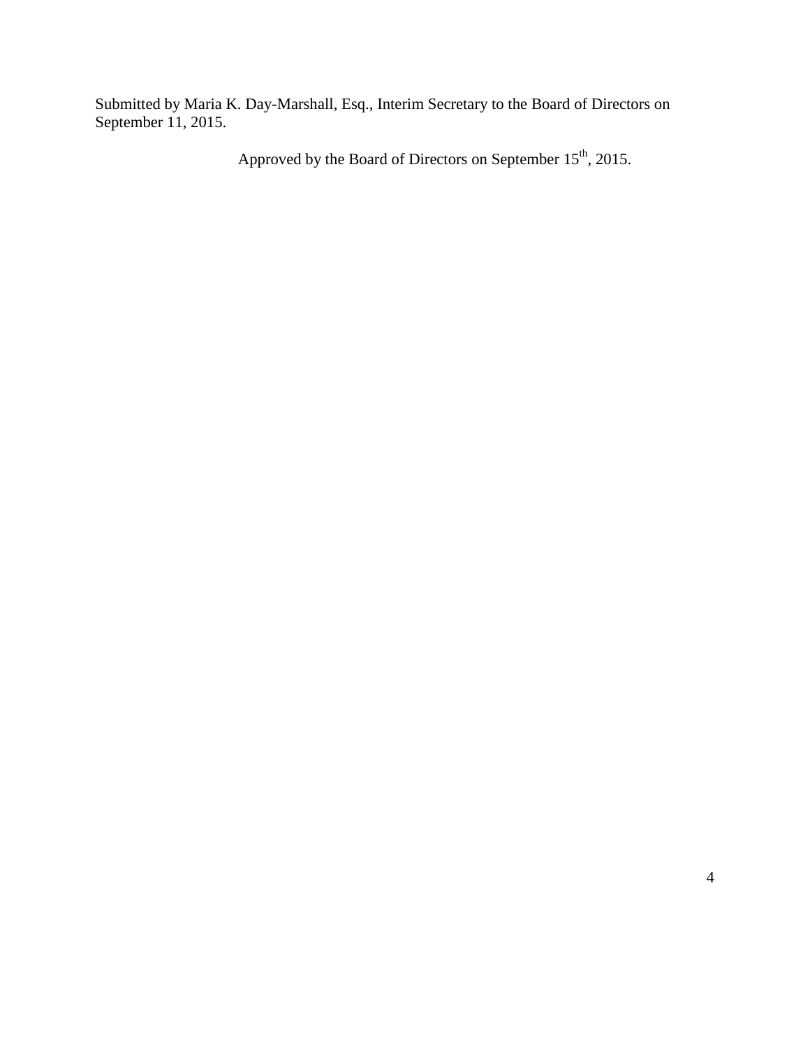Submitted by Maria K. Day-Marshall, Esq., Interim Secretary to the Board of Directors on September 11, 2015.

Approved by the Board of Directors on September 15th, 2015.